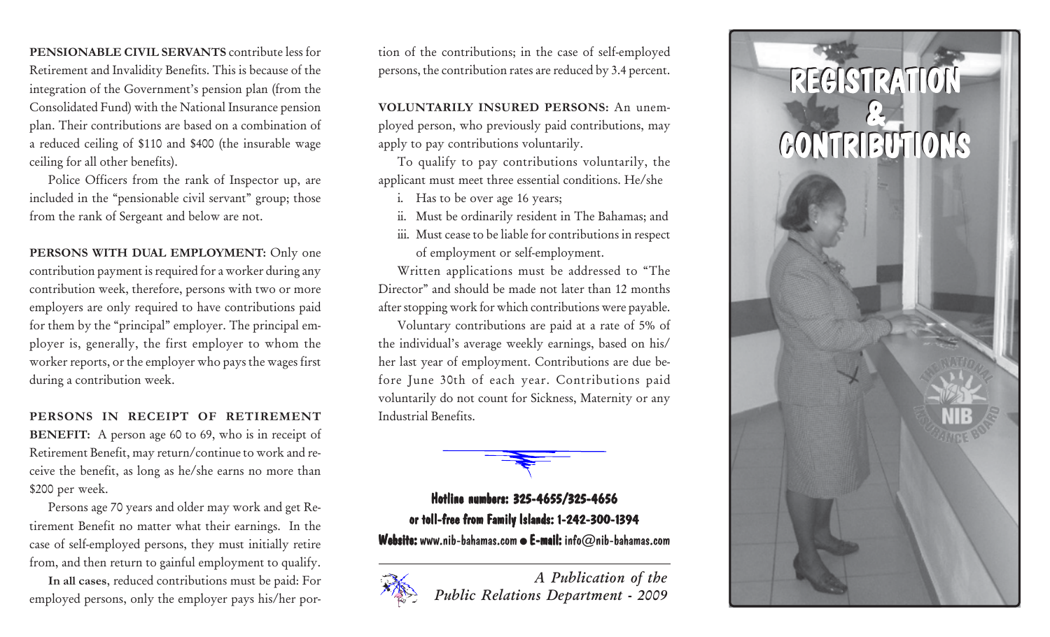**PENSIONABLE CIVIL SERVANTS** contribute less for Retirement and Invalidity Benefits. This is because of the integration of the Government's pension plan (from the Consolidated Fund) with the National Insurance pension plan. Their contributions are based on a combination of a reduced ceiling of $110 and $400 (the insurable wage ceiling for all other benefits).

Police Officers from the rank of Inspector up, are included in the "pensionable civil servant" group; those from the rank of Sergeant and below are not.

**PERSONS WITH DUAL EMPLOYMENT:** Only one contribution payment is required for a worker during any contribution week, therefore, persons with two or more employers are only required to have contributions paid for them by the "principal" employer. The principal employer is, generally, the first employer to whom the worker reports, or the employer who pays the wages first during a contribution week.

**PERSONS IN RECEIPT OF RETIREMENT BENEFIT:** A person age 60 to 69, who is in receipt of Retirement Benefit, may return/continue to work and receive the benefit, as long as he/she earns no more than $200 per week.

Persons age 70 years and older may work and get Retirement Benefit no matter what their earnings. In the case of self-employed persons, they must initially retire from, and then return to gainful employment to qualify.

**In all cases**, reduced contributions must be paid: For employed persons, only the employer pays his/her portion of the contributions; in the case of self-employed persons, the contribution rates are reduced by 3.4 percent.

**VOLUNTARILY INSURED PERSONS:** An unemployed person, who previously paid contributions, may apply to pay contributions voluntarily.

To qualify to pay contributions voluntarily, the applicant must meet three essential conditions. He/she

i. Has to be over age 16 years;
ii. Must be ordinarily resident in The Bahamas; and
iii. Must cease to be liable for contributions in respect of employment or self-employment.

Written applications must be addressed to "The Director" and should be made not later than 12 months after stopping work for which contributions were payable.

Voluntary contributions are paid at a rate of 5% of the individual's average weekly earnings, based on his/her last year of employment. Contributions are due before June 30th of each year. Contributions paid voluntarily do not count for Sickness, Maternity or any Industrial Benefits.

**Hotline numbers: 325-4655/325-4656**
**or toll-free from Family Islands: 1-242-300-1394**
**Website:** www.nib-bahamas.com • **E-mail:** info@nib-bahamas.com

*A Publication of the Public Relations Department - 2009*

# REGISTRATION & CONTRIBUTIONS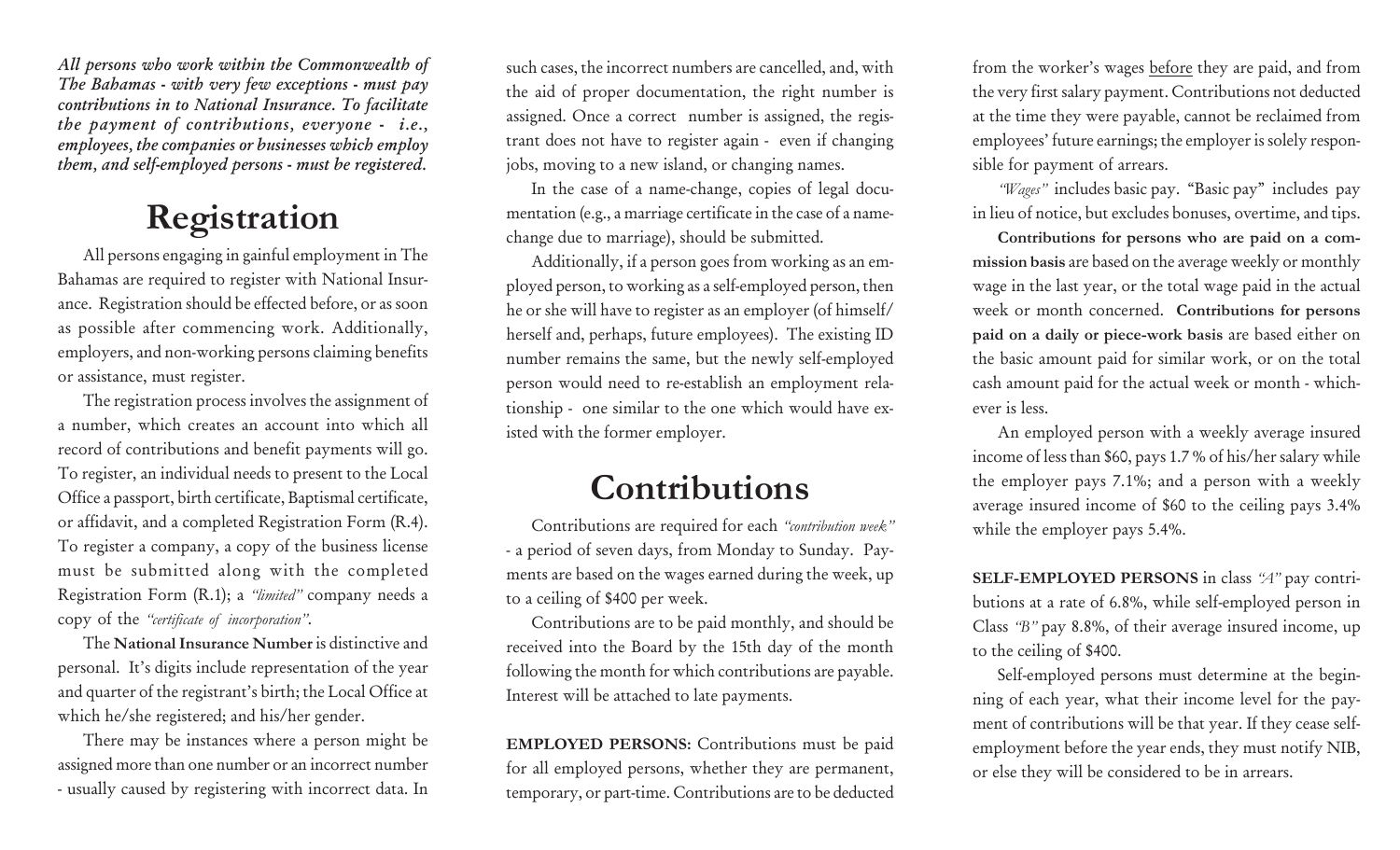***All persons who work within the Commonwealth of The Bahamas - with very few exceptions - must pay contributions in to National Insurance. To facilitate the payment of contributions, everyone - i.e., employees, the companies or businesses which employ them, and self-employed persons - must be registered.***

# Registration

All persons engaging in gainful employment in The Bahamas are required to register with National Insurance. Registration should be effected before, or as soon as possible after commencing work. Additionally, employers, and non-working persons claiming benefits or assistance, must register.

The registration process involves the assignment of a number, which creates an account into which all record of contributions and benefit payments will go. To register, an individual needs to present to the Local Office a passport, birth certificate, Baptismal certificate, or affidavit, and a completed Registration Form (R.4). To register a company, a copy of the business license must be submitted along with the completed Registration Form (R.1); a *"limited"* company needs a copy of the *"certificate of incorporation"*.

The **National Insurance Number** is distinctive and personal. It's digits include representation of the year and quarter of the registrant's birth; the Local Office at which he/she registered; and his/her gender.

There may be instances where a person might be assigned more than one number or an incorrect number - usually caused by registering with incorrect data. In such cases, the incorrect numbers are cancelled, and, with the aid of proper documentation, the right number is assigned. Once a correct number is assigned, the registrant does not have to register again - even if changing jobs, moving to a new island, or changing names.

In the case of a name-change, copies of legal documentation (e.g., a marriage certificate in the case of a name-change due to marriage), should be submitted.

Additionally, if a person goes from working as an employed person, to working as a self-employed person, then he or she will have to register as an employer (of himself/herself and, perhaps, future employees). The existing ID number remains the same, but the newly self-employed person would need to re-establish an employment relationship - one similar to the one which would have existed with the former employer.

# Contributions

Contributions are required for each *"contribution week"* - a period of seven days, from Monday to Sunday. Payments are based on the wages earned during the week, up to a ceiling of $400 per week.

Contributions are to be paid monthly, and should be received into the Board by the 15th day of the month following the month for which contributions are payable. Interest will be attached to late payments.

**EMPLOYED PERSONS:** Contributions must be paid for all employed persons, whether they are permanent, temporary, or part-time. Contributions are to be deducted from the worker's wages before they are paid, and from the very first salary payment. Contributions not deducted at the time they were payable, cannot be reclaimed from employees' future earnings; the employer is solely responsible for payment of arrears.

*"Wages"* includes basic pay. "Basic pay" includes pay in lieu of notice, but excludes bonuses, overtime, and tips.

**Contributions for persons who are paid on a commission basis** are based on the average weekly or monthly wage in the last year, or the total wage paid in the actual week or month concerned. **Contributions for persons paid on a daily or piece-work basis** are based either on the basic amount paid for similar work, or on the total cash amount paid for the actual week or month - whichever is less.

An employed person with a weekly average insured income of less than $60, pays 1.7 % of his/her salary while the employer pays 7.1%; and a person with a weekly average insured income of $60 to the ceiling pays 3.4% while the employer pays 5.4%.

**SELF-EMPLOYED PERSONS** in class *"A"* pay contributions at a rate of 6.8%, while self-employed person in Class *"B"* pay 8.8%, of their average insured income, up to the ceiling of $400.

Self-employed persons must determine at the beginning of each year, what their income level for the payment of contributions will be that year. If they cease self-employment before the year ends, they must notify NIB, or else they will be considered to be in arrears.